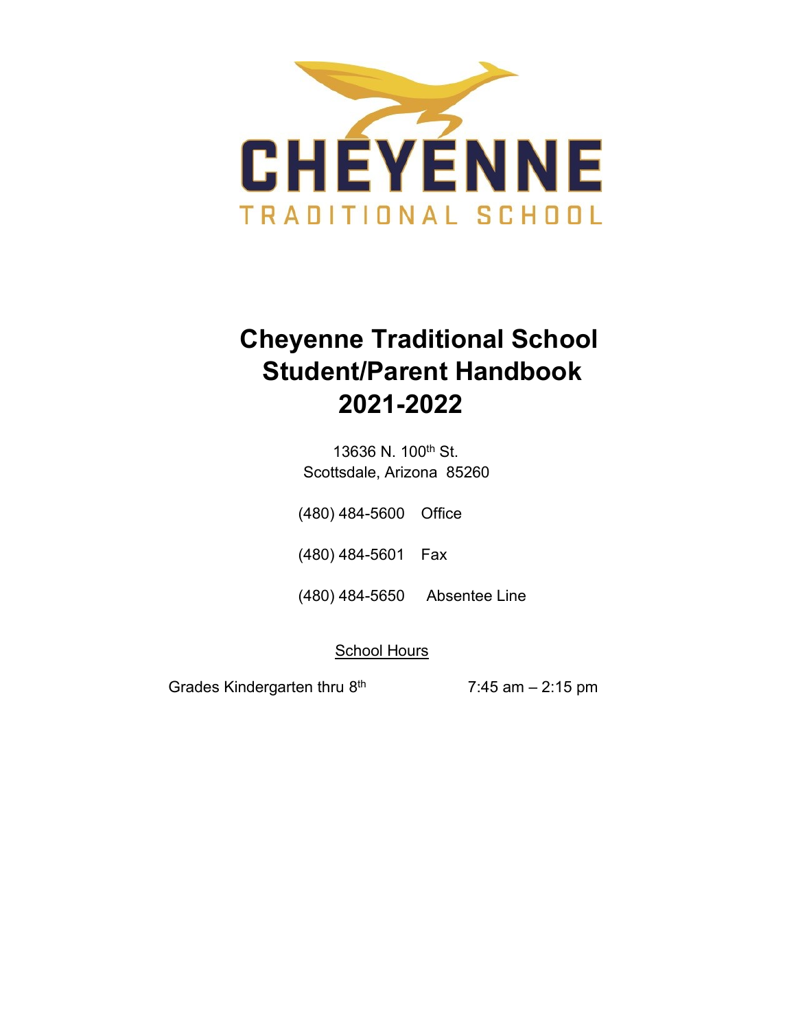CHEYENNE

TRADITIONAL SCHOOL

# Cheyenne Traditional School Student/Parent Handbook 2021-2022

13636 N. 100th St.
Scottsdale, Arizona 85260

(480) 484-5600 Office

(480) 484-5601 Fax

(480) 484-5650 Absentee Line

School Hours

Grades Kindergarten thru 8th 7:45 am – 2:15 pm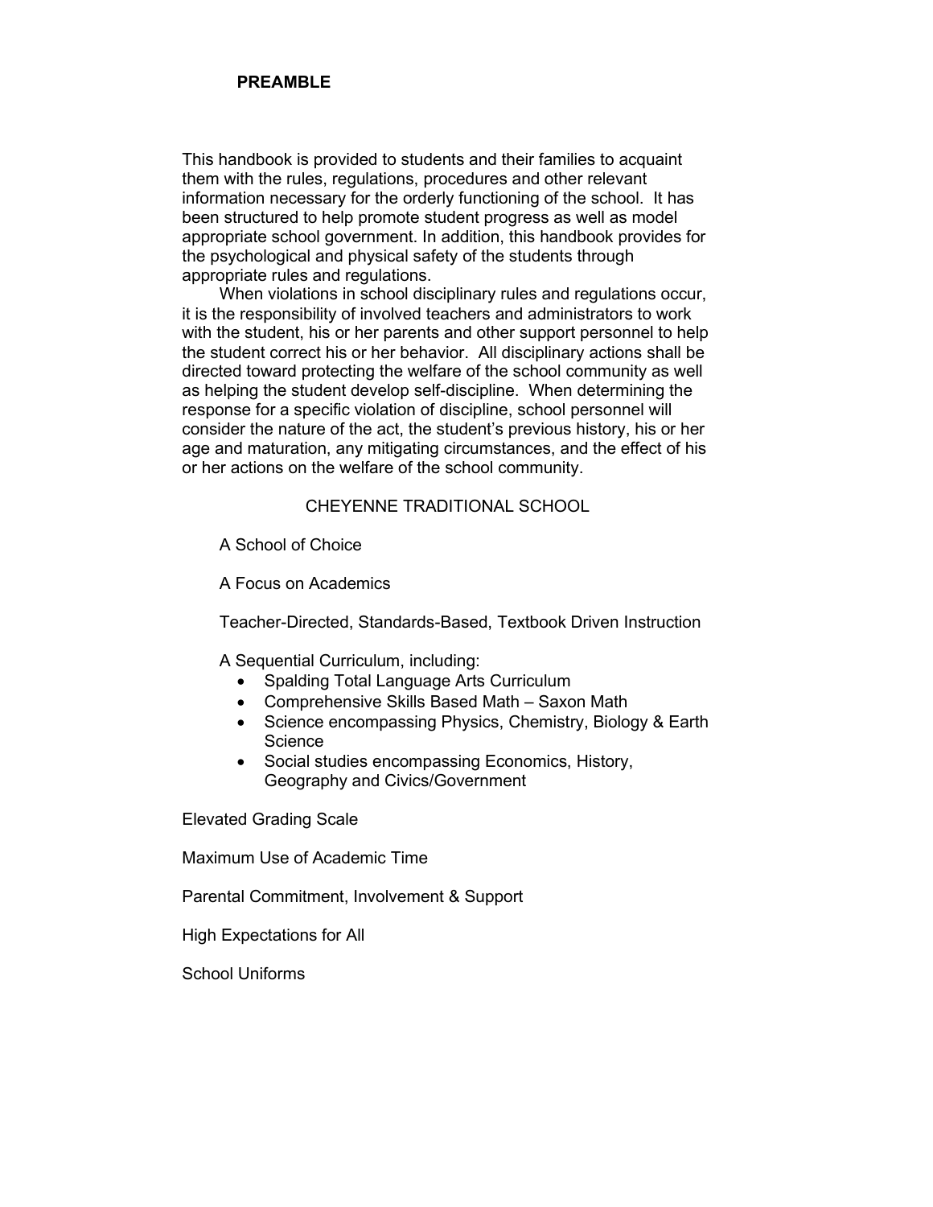## PREAMBLE

This handbook is provided to students and their families to acquaint them with the rules, regulations, procedures and other relevant information necessary for the orderly functioning of the school. It has been structured to help promote student progress as well as model appropriate school government. In addition, this handbook provides for the psychological and physical safety of the students through appropriate rules and regulations.

When violations in school disciplinary rules and regulations occur, it is the responsibility of involved teachers and administrators to work with the student, his or her parents and other support personnel to help the student correct his or her behavior. All disciplinary actions shall be directed toward protecting the welfare of the school community as well as helping the student develop self-discipline. When determining the response for a specific violation of discipline, school personnel will consider the nature of the act, the student's previous history, his or her age and maturation, any mitigating circumstances, and the effect of his or her actions on the welfare of the school community.

CHEYENNE TRADITIONAL SCHOOL

A School of Choice

A Focus on Academics

Teacher-Directed, Standards-Based, Textbook Driven Instruction

A Sequential Curriculum, including:

- Spalding Total Language Arts Curriculum
- Comprehensive Skills Based Math – Saxon Math
- Science encompassing Physics, Chemistry, Biology & Earth Science
- Social studies encompassing Economics, History, Geography and Civics/Government

Elevated Grading Scale

Maximum Use of Academic Time

Parental Commitment, Involvement & Support

High Expectations for All

School Uniforms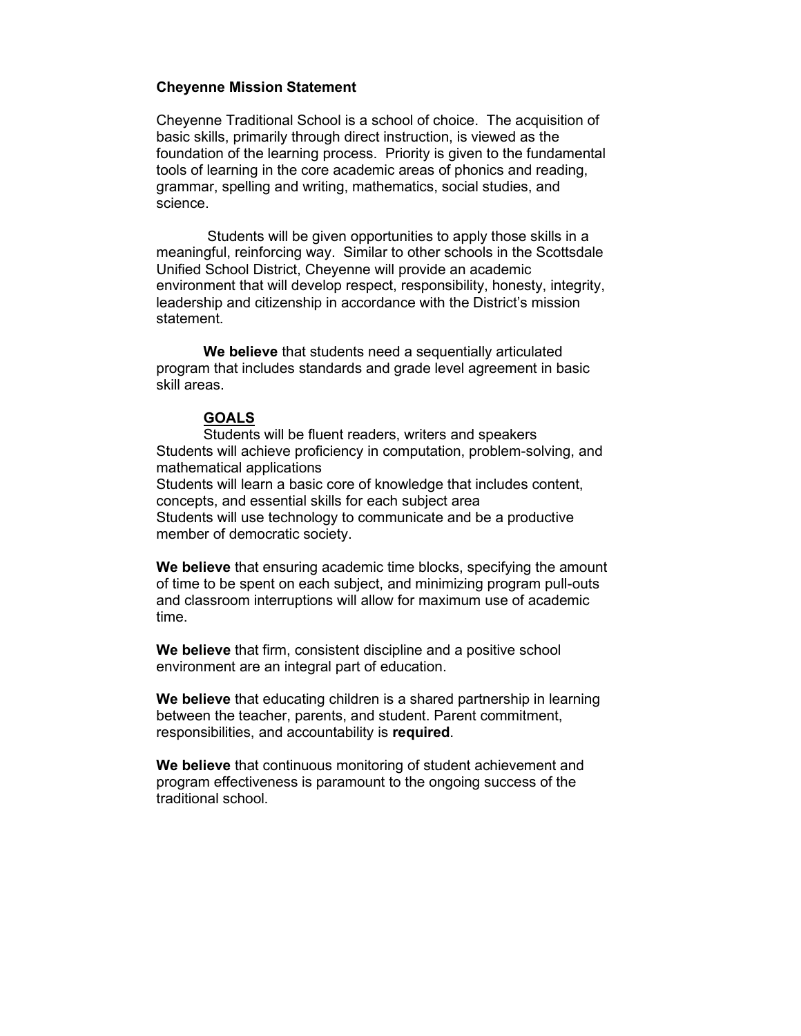**Cheyenne Mission Statement**

Cheyenne Traditional School is a school of choice. The acquisition of basic skills, primarily through direct instruction, is viewed as the foundation of the learning process. Priority is given to the fundamental tools of learning in the core academic areas of phonics and reading, grammar, spelling and writing, mathematics, social studies, and science.

Students will be given opportunities to apply those skills in a meaningful, reinforcing way. Similar to other schools in the Scottsdale Unified School District, Cheyenne will provide an academic environment that will develop respect, responsibility, honesty, integrity, leadership and citizenship in accordance with the District's mission statement.

**We believe** that students need a sequentially articulated program that includes standards and grade level agreement in basic skill areas.

**<u>GOALS</u>**

Students will be fluent readers, writers and speakers
Students will achieve proficiency in computation, problem-solving, and mathematical applications
Students will learn a basic core of knowledge that includes content, concepts, and essential skills for each subject area
Students will use technology to communicate and be a productive member of democratic society.

**We believe** that ensuring academic time blocks, specifying the amount of time to be spent on each subject, and minimizing program pull-outs and classroom interruptions will allow for maximum use of academic time.

**We believe** that firm, consistent discipline and a positive school environment are an integral part of education.

**We believe** that educating children is a shared partnership in learning between the teacher, parents, and student. Parent commitment, responsibilities, and accountability is **required**.

**We believe** that continuous monitoring of student achievement and program effectiveness is paramount to the ongoing success of the traditional school.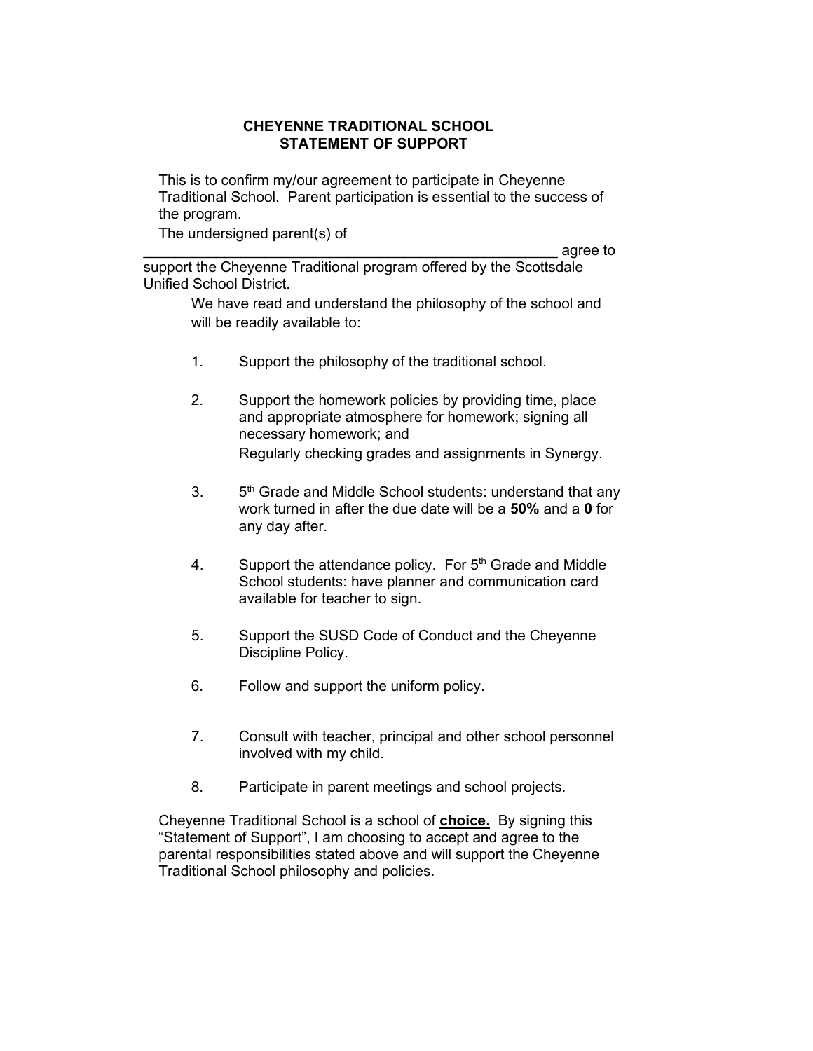**CHEYENNE TRADITIONAL SCHOOL**
**STATEMENT OF SUPPORT**

This is to confirm my/our agreement to participate in Cheyenne Traditional School. Parent participation is essential to the success of the program.

The undersigned parent(s) of _______________________________________________ agree to support the Cheyenne Traditional program offered by the Scottsdale Unified School District.

We have read and understand the philosophy of the school and will be readily available to:

1. Support the philosophy of the traditional school.

2. Support the homework policies by providing time, place and appropriate atmosphere for homework; signing all necessary homework; and
   Regularly checking grades and assignments in Synergy.

3. 5th Grade and Middle School students: understand that any work turned in after the due date will be a **50%** and a **0** for any day after.

4. Support the attendance policy. For 5th Grade and Middle School students: have planner and communication card available for teacher to sign.

5. Support the SUSD Code of Conduct and the Cheyenne Discipline Policy.

6. Follow and support the uniform policy.

7. Consult with teacher, principal and other school personnel involved with my child.

8. Participate in parent meetings and school projects.

Cheyenne Traditional School is a school of **choice.** By signing this "Statement of Support", I am choosing to accept and agree to the parental responsibilities stated above and will support the Cheyenne Traditional School philosophy and policies.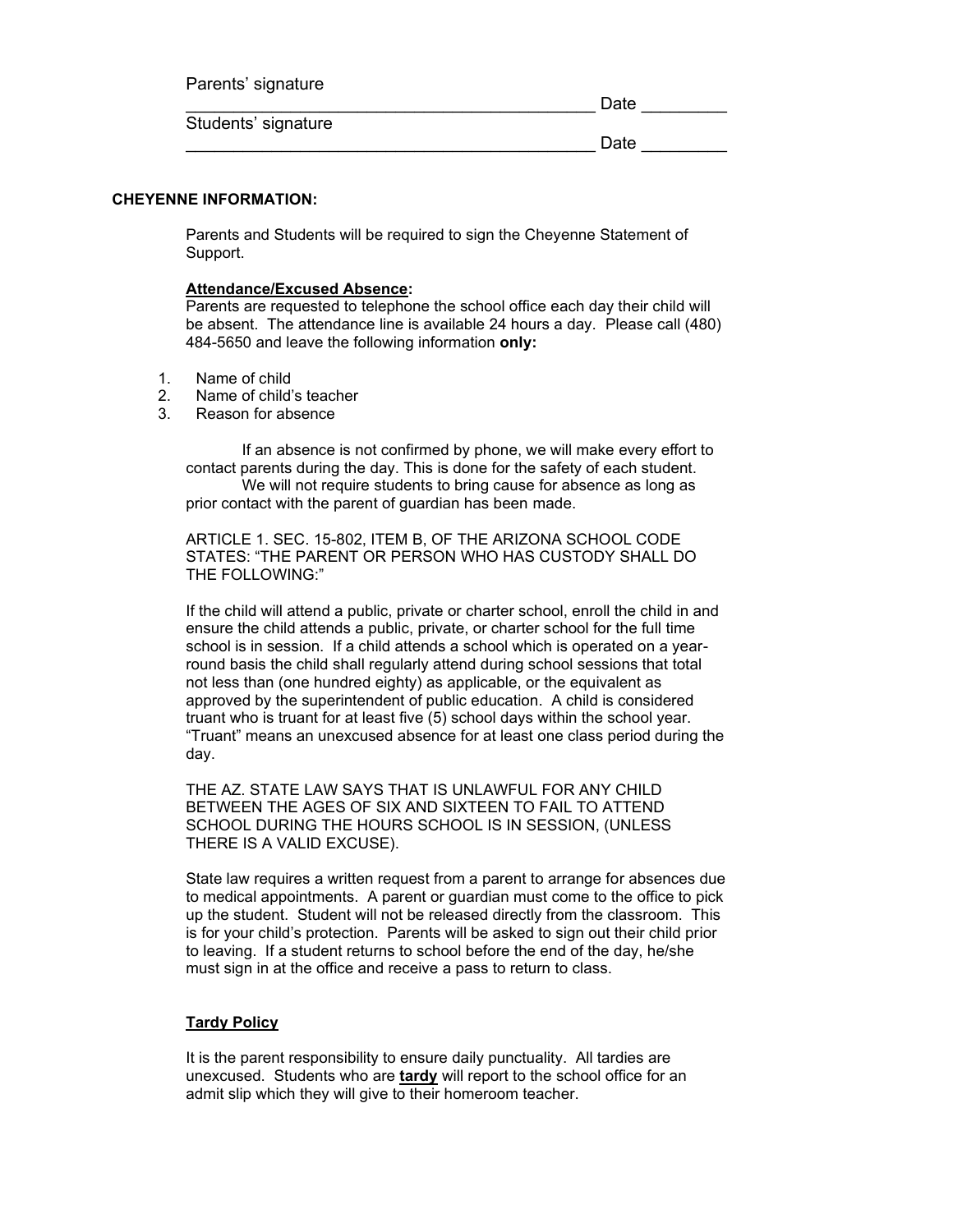Parents' signature

_____________________________________________ Date _________

Students' signature

_____________________________________________ Date _________

**CHEYENNE INFORMATION:**

Parents and Students will be required to sign the Cheyenne Statement of Support.

**Attendance/Excused Absence:**

Parents are requested to telephone the school office each day their child will be absent. The attendance line is available 24 hours a day. Please call (480) 484-5650 and leave the following information **only:**

1. Name of child
2. Name of child's teacher
3. Reason for absence

If an absence is not confirmed by phone, we will make every effort to contact parents during the day. This is done for the safety of each student.

We will not require students to bring cause for absence as long as prior contact with the parent of guardian has been made.

ARTICLE 1. SEC. 15-802, ITEM B, OF THE ARIZONA SCHOOL CODE STATES: "THE PARENT OR PERSON WHO HAS CUSTODY SHALL DO THE FOLLOWING:"

If the child will attend a public, private or charter school, enroll the child in and ensure the child attends a public, private, or charter school for the full time school is in session. If a child attends a school which is operated on a year-round basis the child shall regularly attend during school sessions that total not less than (one hundred eighty) as applicable, or the equivalent as approved by the superintendent of public education. A child is considered truant who is truant for at least five (5) school days within the school year. "Truant" means an unexcused absence for at least one class period during the day.

THE AZ. STATE LAW SAYS THAT IS UNLAWFUL FOR ANY CHILD BETWEEN THE AGES OF SIX AND SIXTEEN TO FAIL TO ATTEND SCHOOL DURING THE HOURS SCHOOL IS IN SESSION, (UNLESS THERE IS A VALID EXCUSE).

State law requires a written request from a parent to arrange for absences due to medical appointments. A parent or guardian must come to the office to pick up the student. Student will not be released directly from the classroom. This is for your child's protection. Parents will be asked to sign out their child prior to leaving. If a student returns to school before the end of the day, he/she must sign in at the office and receive a pass to return to class.

**Tardy Policy**

It is the parent responsibility to ensure daily punctuality. All tardies are unexcused. Students who are **tardy** will report to the school office for an admit slip which they will give to their homeroom teacher.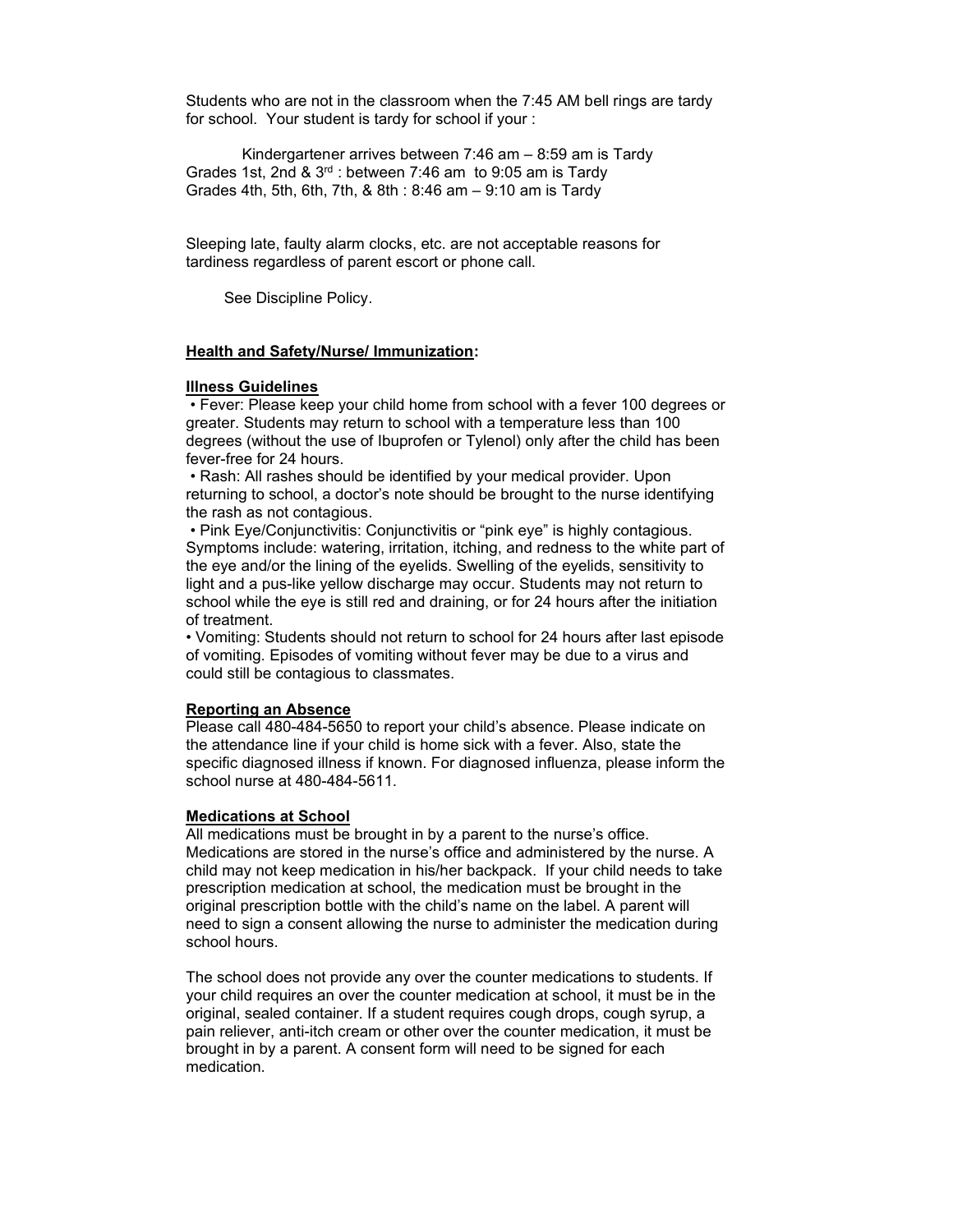Students who are not in the classroom when the 7:45 AM bell rings are tardy for school. Your student is tardy for school if your :

Kindergartener arrives between 7:46 am – 8:59 am is Tardy
Grades 1st, 2nd & 3rd : between 7:46 am to 9:05 am is Tardy
Grades 4th, 5th, 6th, 7th, & 8th : 8:46 am – 9:10 am is Tardy

Sleeping late, faulty alarm clocks, etc. are not acceptable reasons for tardiness regardless of parent escort or phone call.

See Discipline Policy.

**Health and Safety/Nurse/ Immunization:**

**Illness Guidelines**

- Fever: Please keep your child home from school with a fever 100 degrees or greater. Students may return to school with a temperature less than 100 degrees (without the use of Ibuprofen or Tylenol) only after the child has been fever-free for 24 hours.
- Rash: All rashes should be identified by your medical provider. Upon returning to school, a doctor's note should be brought to the nurse identifying the rash as not contagious.
- Pink Eye/Conjunctivitis: Conjunctivitis or "pink eye" is highly contagious. Symptoms include: watering, irritation, itching, and redness to the white part of the eye and/or the lining of the eyelids. Swelling of the eyelids, sensitivity to light and a pus-like yellow discharge may occur. Students may not return to school while the eye is still red and draining, or for 24 hours after the initiation of treatment.
- Vomiting: Students should not return to school for 24 hours after last episode of vomiting. Episodes of vomiting without fever may be due to a virus and could still be contagious to classmates.

**Reporting an Absence**

Please call 480-484-5650 to report your child's absence. Please indicate on the attendance line if your child is home sick with a fever. Also, state the specific diagnosed illness if known. For diagnosed influenza, please inform the school nurse at 480-484-5611.

**Medications at School**

All medications must be brought in by a parent to the nurse's office. Medications are stored in the nurse's office and administered by the nurse. A child may not keep medication in his/her backpack. If your child needs to take prescription medication at school, the medication must be brought in the original prescription bottle with the child's name on the label. A parent will need to sign a consent allowing the nurse to administer the medication during school hours.

The school does not provide any over the counter medications to students. If your child requires an over the counter medication at school, it must be in the original, sealed container. If a student requires cough drops, cough syrup, a pain reliever, anti-itch cream or other over the counter medication, it must be brought in by a parent. A consent form will need to be signed for each medication.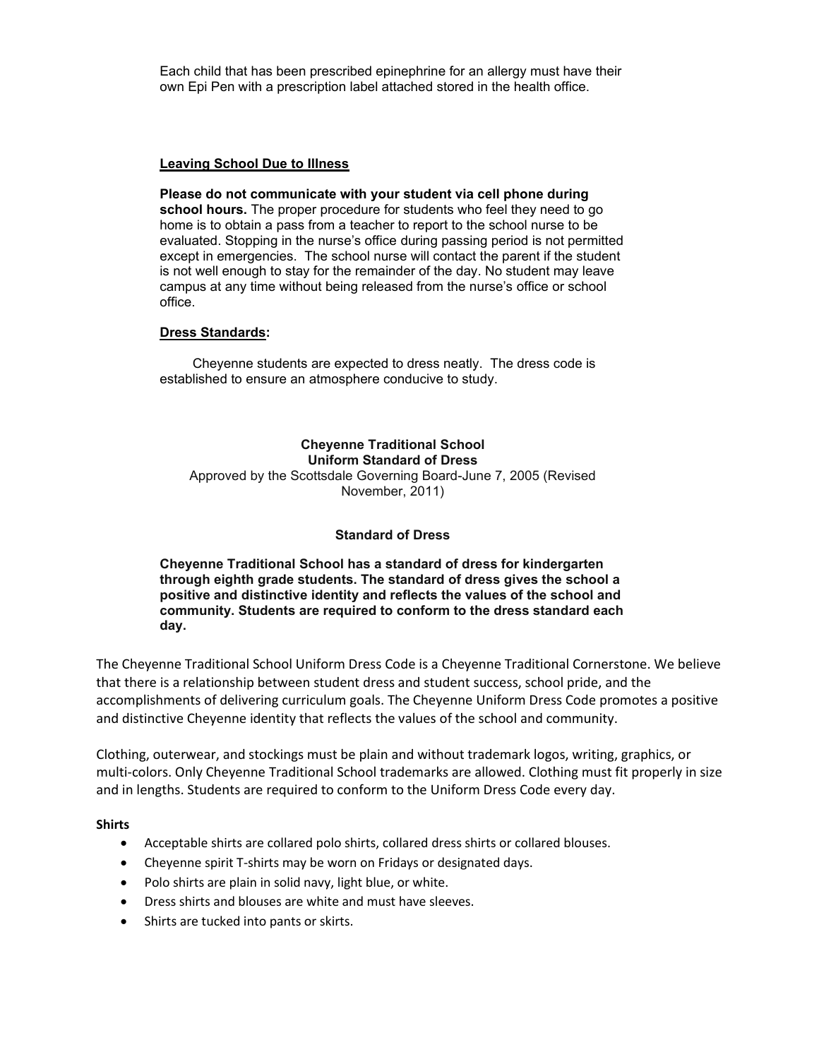Each child that has been prescribed epinephrine for an allergy must have their own Epi Pen with a prescription label attached stored in the health office.

**Leaving School Due to Illness**

**Please do not communicate with your student via cell phone during school hours.** The proper procedure for students who feel they need to go home is to obtain a pass from a teacher to report to the school nurse to be evaluated. Stopping in the nurse's office during passing period is not permitted except in emergencies. The school nurse will contact the parent if the student is not well enough to stay for the remainder of the day. No student may leave campus at any time without being released from the nurse's office or school office.

**Dress Standards:**

Cheyenne students are expected to dress neatly. The dress code is established to ensure an atmosphere conducive to study.

**Cheyenne Traditional School**
**Uniform Standard of Dress**

Approved by the Scottsdale Governing Board-June 7, 2005 (Revised November, 2011)

**Standard of Dress**

**Cheyenne Traditional School has a standard of dress for kindergarten through eighth grade students. The standard of dress gives the school a positive and distinctive identity and reflects the values of the school and community. Students are required to conform to the dress standard each day.**

The Cheyenne Traditional School Uniform Dress Code is a Cheyenne Traditional Cornerstone. We believe that there is a relationship between student dress and student success, school pride, and the accomplishments of delivering curriculum goals. The Cheyenne Uniform Dress Code promotes a positive and distinctive Cheyenne identity that reflects the values of the school and community.

Clothing, outerwear, and stockings must be plain and without trademark logos, writing, graphics, or multi-colors. Only Cheyenne Traditional School trademarks are allowed. Clothing must fit properly in size and in lengths. Students are required to conform to the Uniform Dress Code every day.

**Shirts**

- Acceptable shirts are collared polo shirts, collared dress shirts or collared blouses.
- Cheyenne spirit T-shirts may be worn on Fridays or designated days.
- Polo shirts are plain in solid navy, light blue, or white.
- Dress shirts and blouses are white and must have sleeves.
- Shirts are tucked into pants or skirts.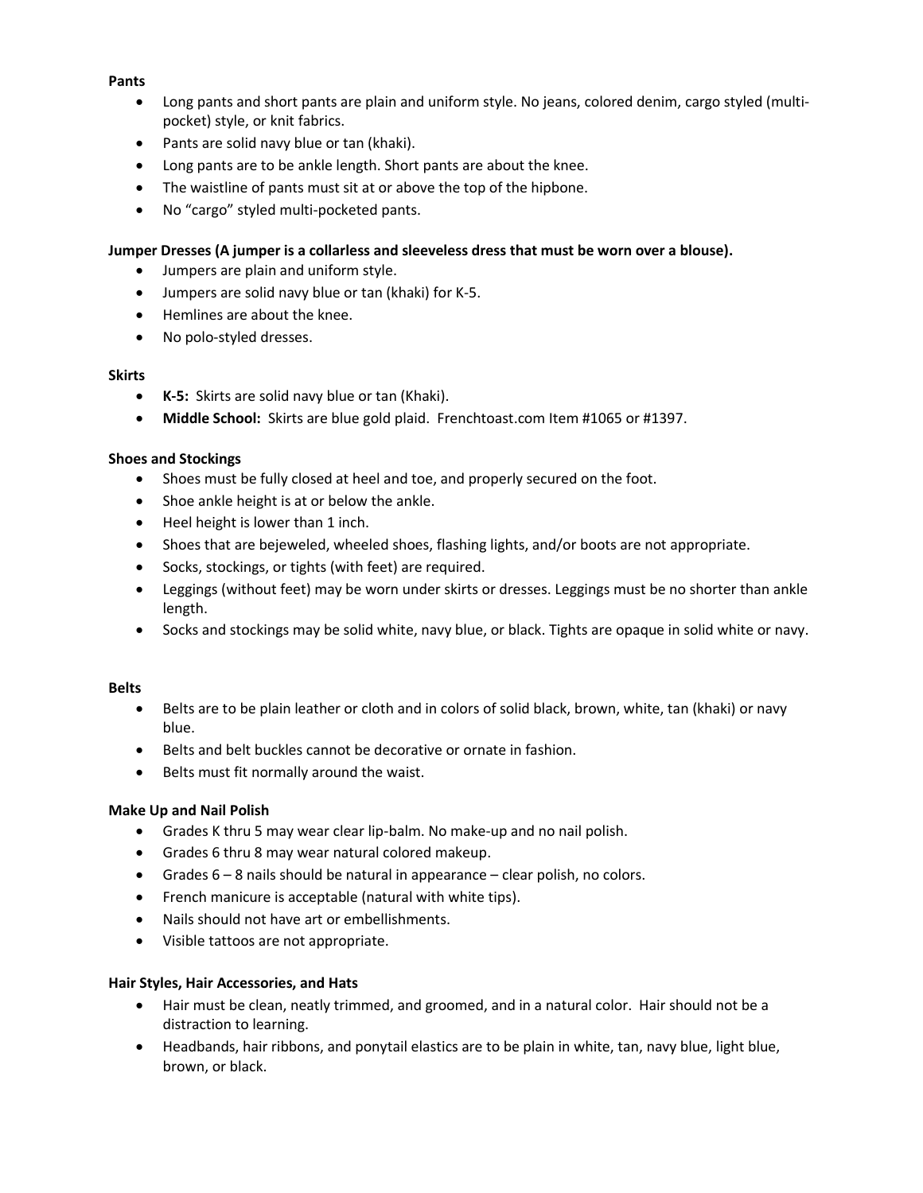**Pants**

- Long pants and short pants are plain and uniform style. No jeans, colored denim, cargo styled (multi-pocket) style, or knit fabrics.
- Pants are solid navy blue or tan (khaki).
- Long pants are to be ankle length. Short pants are about the knee.
- The waistline of pants must sit at or above the top of the hipbone.
- No "cargo" styled multi-pocketed pants.

**Jumper Dresses (A jumper is a collarless and sleeveless dress that must be worn over a blouse).**

- Jumpers are plain and uniform style.
- Jumpers are solid navy blue or tan (khaki) for K-5.
- Hemlines are about the knee.
- No polo-styled dresses.

**Skirts**

- **K-5:** Skirts are solid navy blue or tan (Khaki).
- **Middle School:** Skirts are blue gold plaid. Frenchtoast.com Item #1065 or #1397.

**Shoes and Stockings**

- Shoes must be fully closed at heel and toe, and properly secured on the foot.
- Shoe ankle height is at or below the ankle.
- Heel height is lower than 1 inch.
- Shoes that are bejeweled, wheeled shoes, flashing lights, and/or boots are not appropriate.
- Socks, stockings, or tights (with feet) are required.
- Leggings (without feet) may be worn under skirts or dresses. Leggings must be no shorter than ankle length.
- Socks and stockings may be solid white, navy blue, or black. Tights are opaque in solid white or navy.

**Belts**

- Belts are to be plain leather or cloth and in colors of solid black, brown, white, tan (khaki) or navy blue.
- Belts and belt buckles cannot be decorative or ornate in fashion.
- Belts must fit normally around the waist.

**Make Up and Nail Polish**

- Grades K thru 5 may wear clear lip-balm. No make-up and no nail polish.
- Grades 6 thru 8 may wear natural colored makeup.
- Grades 6 – 8 nails should be natural in appearance – clear polish, no colors.
- French manicure is acceptable (natural with white tips).
- Nails should not have art or embellishments.
- Visible tattoos are not appropriate.

**Hair Styles, Hair Accessories, and Hats**

- Hair must be clean, neatly trimmed, and groomed, and in a natural color. Hair should not be a distraction to learning.
- Headbands, hair ribbons, and ponytail elastics are to be plain in white, tan, navy blue, light blue, brown, or black.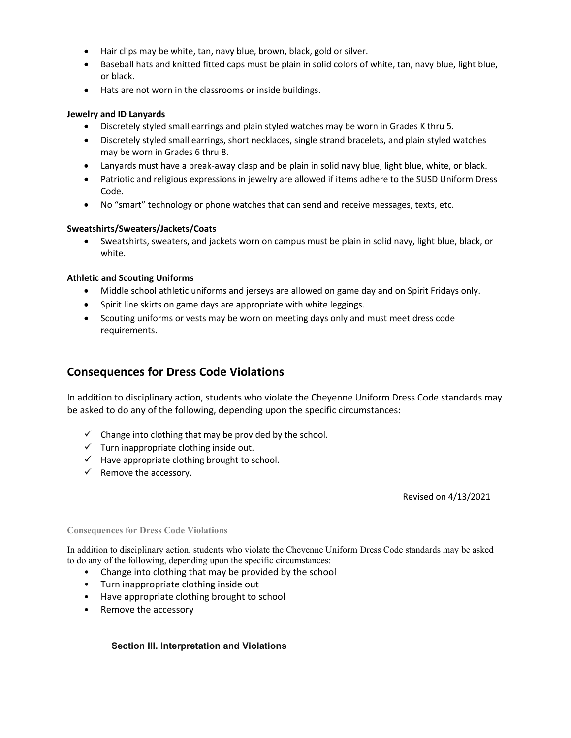- Hair clips may be white, tan, navy blue, brown, black, gold or silver.
- Baseball hats and knitted fitted caps must be plain in solid colors of white, tan, navy blue, light blue, or black.
- Hats are not worn in the classrooms or inside buildings.

**Jewelry and ID Lanyards**

- Discretely styled small earrings and plain styled watches may be worn in Grades K thru 5.
- Discretely styled small earrings, short necklaces, single strand bracelets, and plain styled watches may be worn in Grades 6 thru 8.
- Lanyards must have a break-away clasp and be plain in solid navy blue, light blue, white, or black.
- Patriotic and religious expressions in jewelry are allowed if items adhere to the SUSD Uniform Dress Code.
- No "smart" technology or phone watches that can send and receive messages, texts, etc.

**Sweatshirts/Sweaters/Jackets/Coats**

- Sweatshirts, sweaters, and jackets worn on campus must be plain in solid navy, light blue, black, or white.

**Athletic and Scouting Uniforms**

- Middle school athletic uniforms and jerseys are allowed on game day and on Spirit Fridays only.
- Spirit line skirts on game days are appropriate with white leggings.
- Scouting uniforms or vests may be worn on meeting days only and must meet dress code requirements.

## Consequences for Dress Code Violations

In addition to disciplinary action, students who violate the Cheyenne Uniform Dress Code standards may be asked to do any of the following, depending upon the specific circumstances:

- ✓ Change into clothing that may be provided by the school.
- ✓ Turn inappropriate clothing inside out.
- ✓ Have appropriate clothing brought to school.
- ✓ Remove the accessory.

Revised on 4/13/2021

**Consequences for Dress Code Violations**

In addition to disciplinary action, students who violate the Cheyenne Uniform Dress Code standards may be asked to do any of the following, depending upon the specific circumstances:

- Change into clothing that may be provided by the school
- Turn inappropriate clothing inside out
- Have appropriate clothing brought to school
- Remove the accessory

### Section III. Interpretation and Violations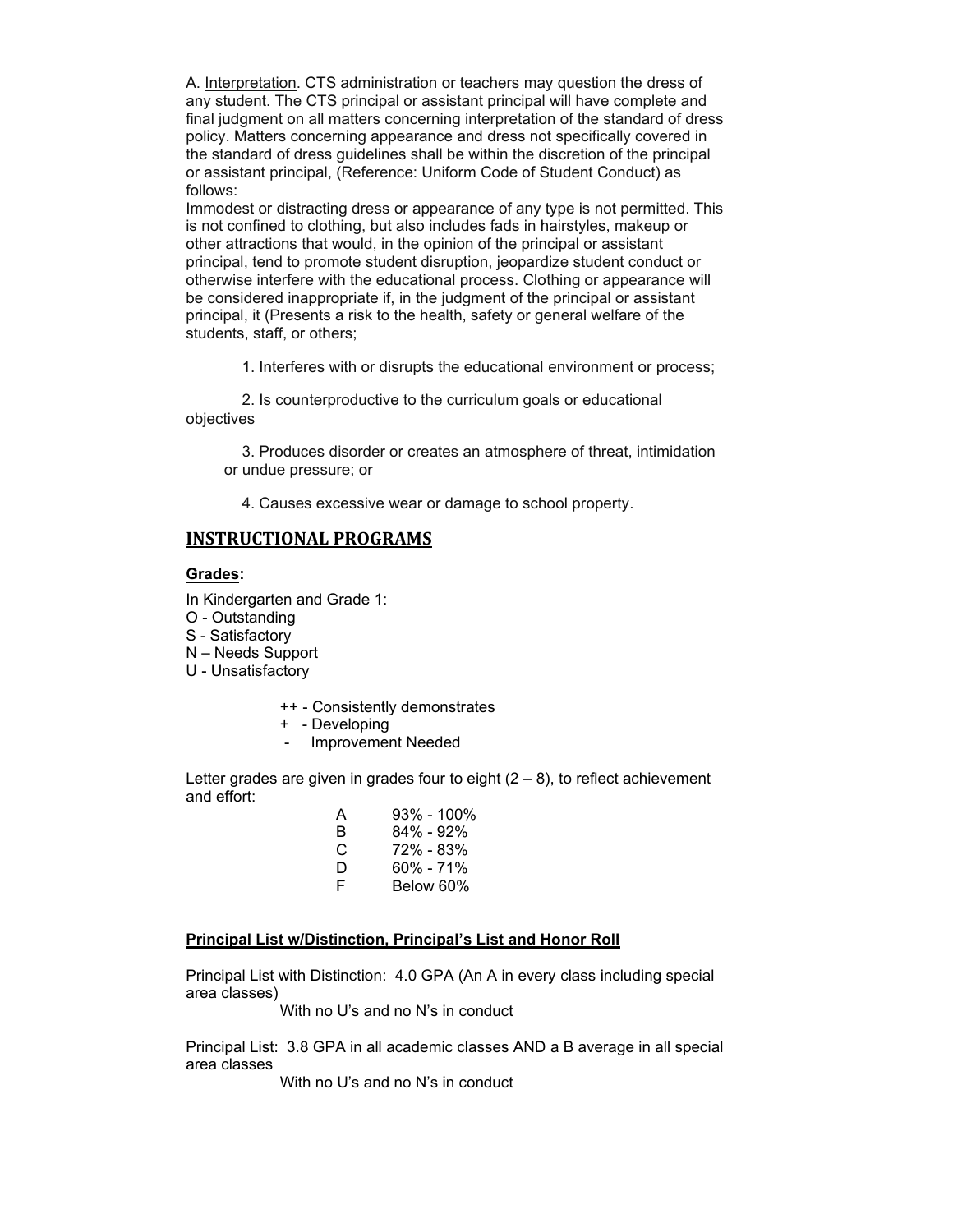A. Interpretation. CTS administration or teachers may question the dress of any student. The CTS principal or assistant principal will have complete and final judgment on all matters concerning interpretation of the standard of dress policy. Matters concerning appearance and dress not specifically covered in the standard of dress guidelines shall be within the discretion of the principal or assistant principal, (Reference: Uniform Code of Student Conduct) as follows:

Immodest or distracting dress or appearance of any type is not permitted. This is not confined to clothing, but also includes fads in hairstyles, makeup or other attractions that would, in the opinion of the principal or assistant principal, tend to promote student disruption, jeopardize student conduct or otherwise interfere with the educational process. Clothing or appearance will be considered inappropriate if, in the judgment of the principal or assistant principal, it (Presents a risk to the health, safety or general welfare of the students, staff, or others;

1. Interferes with or disrupts the educational environment or process;
2. Is counterproductive to the curriculum goals or educational objectives
3. Produces disorder or creates an atmosphere of threat, intimidation or undue pressure; or
4. Causes excessive wear or damage to school property.

## INSTRUCTIONAL PROGRAMS

**Grades:**

In Kindergarten and Grade 1:
O - Outstanding
S - Satisfactory
N – Needs Support
U - Unsatisfactory

++ - Consistently demonstrates
+ - Developing
- Improvement Needed

Letter grades are given in grades four to eight (2 – 8), to reflect achievement and effort:

| | |
|---|---|
| A | 93% - 100% |
| B | 84% - 92% |
| C | 72% - 83% |
| D | 60% - 71% |
| F | Below 60% |

**Principal List w/Distinction, Principal's List and Honor Roll**

Principal List with Distinction: 4.0 GPA (An A in every class including special area classes)
With no U's and no N's in conduct

Principal List: 3.8 GPA in all academic classes AND a B average in all special area classes
With no U's and no N's in conduct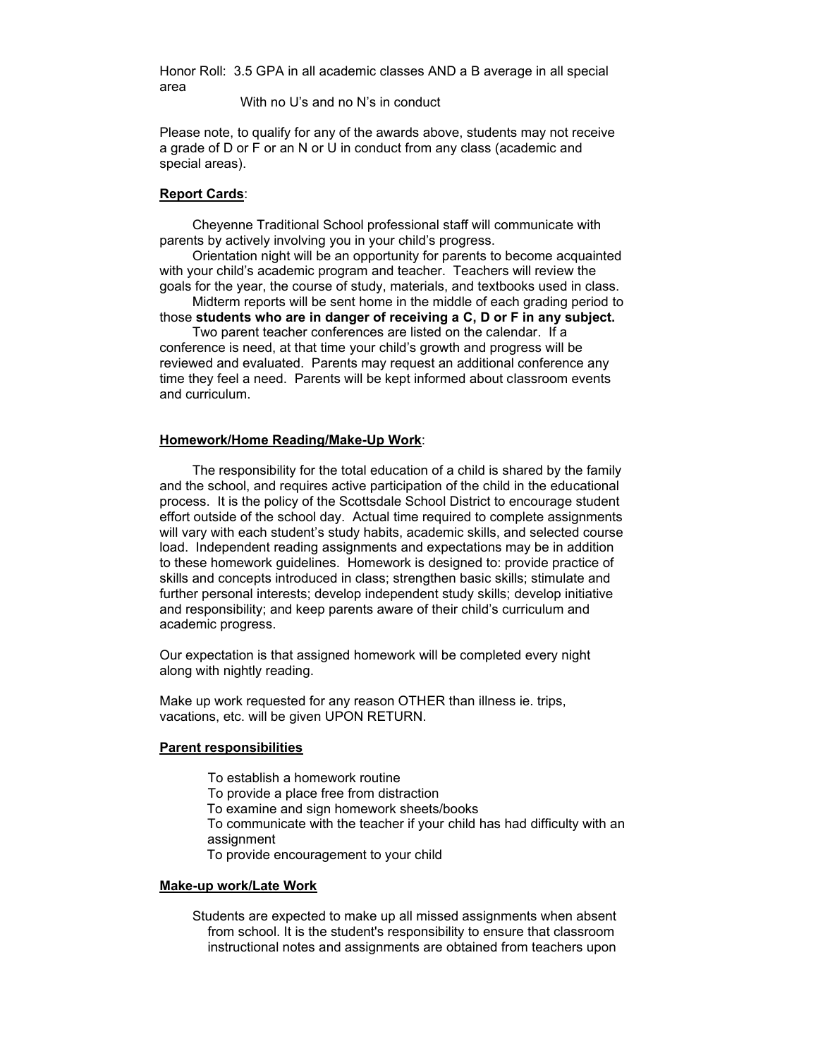Honor Roll: 3.5 GPA in all academic classes AND a B average in all special area

With no U's and no N's in conduct

Please note, to qualify for any of the awards above, students may not receive a grade of D or F or an N or U in conduct from any class (academic and special areas).

**Report Cards**:

Cheyenne Traditional School professional staff will communicate with parents by actively involving you in your child's progress.

Orientation night will be an opportunity for parents to become acquainted with your child's academic program and teacher. Teachers will review the goals for the year, the course of study, materials, and textbooks used in class.

Midterm reports will be sent home in the middle of each grading period to those **students who are in danger of receiving a C, D or F in any subject.**

Two parent teacher conferences are listed on the calendar. If a conference is need, at that time your child's growth and progress will be reviewed and evaluated. Parents may request an additional conference any time they feel a need. Parents will be kept informed about classroom events and curriculum.

**Homework/Home Reading/Make-Up Work**:

The responsibility for the total education of a child is shared by the family and the school, and requires active participation of the child in the educational process. It is the policy of the Scottsdale School District to encourage student effort outside of the school day. Actual time required to complete assignments will vary with each student's study habits, academic skills, and selected course load. Independent reading assignments and expectations may be in addition to these homework guidelines. Homework is designed to: provide practice of skills and concepts introduced in class; strengthen basic skills; stimulate and further personal interests; develop independent study skills; develop initiative and responsibility; and keep parents aware of their child's curriculum and academic progress.

Our expectation is that assigned homework will be completed every night along with nightly reading.

Make up work requested for any reason OTHER than illness ie. trips, vacations, etc. will be given UPON RETURN.

**Parent responsibilities**

To establish a homework routine
To provide a place free from distraction
To examine and sign homework sheets/books
To communicate with the teacher if your child has had difficulty with an assignment
To provide encouragement to your child

**Make-up work/Late Work**

Students are expected to make up all missed assignments when absent from school. It is the student's responsibility to ensure that classroom instructional notes and assignments are obtained from teachers upon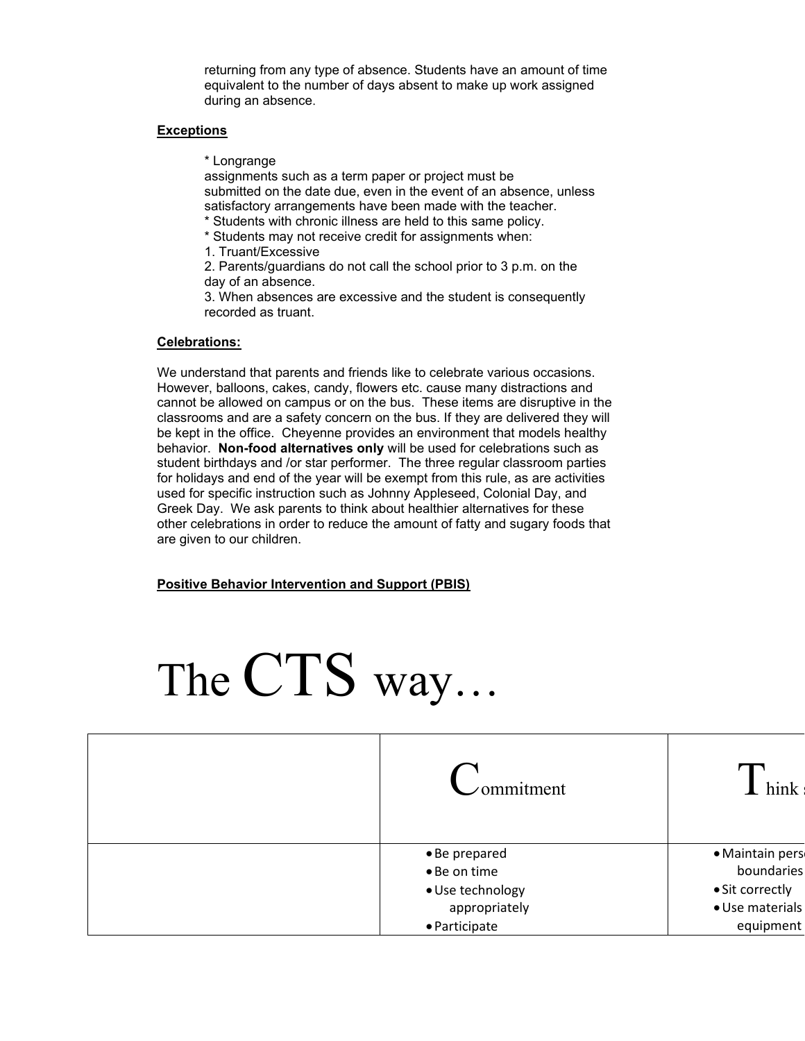returning from any type of absence. Students have an amount of time equivalent to the number of days absent to make up work assigned during an absence.

**Exceptions**

* Longrange assignments such as a term paper or project must be submitted on the date due, even in the event of an absence, unless satisfactory arrangements have been made with the teacher.
* Students with chronic illness are held to this same policy.
* Students may not receive credit for assignments when:

1. Truant/Excessive
2. Parents/guardians do not call the school prior to 3 p.m. on the day of an absence.
3. When absences are excessive and the student is consequently recorded as truant.

**Celebrations:**

We understand that parents and friends like to celebrate various occasions. However, balloons, cakes, candy, flowers etc. cause many distractions and cannot be allowed on campus or on the bus. These items are disruptive in the classrooms and are a safety concern on the bus. If they are delivered they will be kept in the office. Cheyenne provides an environment that models healthy behavior. **Non-food alternatives only** will be used for celebrations such as student birthdays and /or star performer. The three regular classroom parties for holidays and end of the year will be exempt from this rule, as are activities used for specific instruction such as Johnny Appleseed, Colonial Day, and Greek Day. We ask parents to think about healthier alternatives for these other celebrations in order to reduce the amount of fatty and sugary foods that are given to our children.

**Positive Behavior Intervention and Support (PBIS)**

# The CTS way…

| | Commitment | Think s |
|---|---|---|
| | • Be prepared<br>• Be on time<br>• Use technology appropriately<br>• Participate | • Maintain pers boundaries<br>• Sit correctly<br>• Use materials equipment |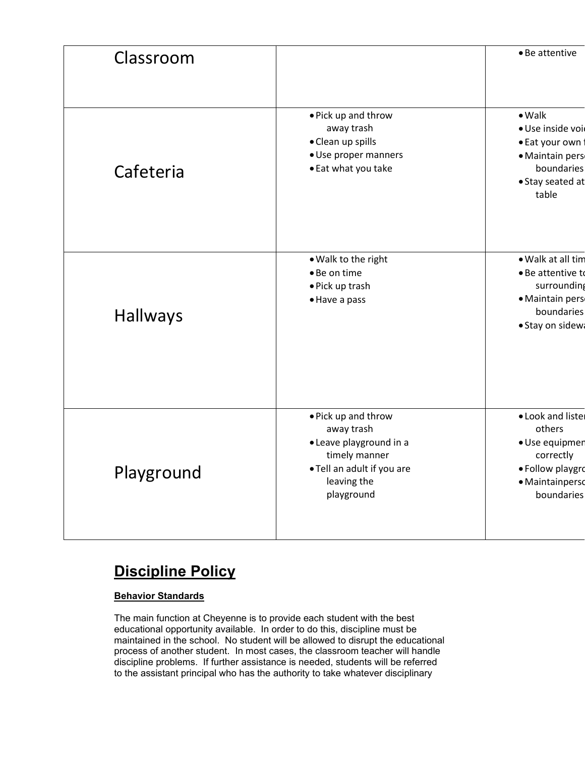| | | |
|---|---|---|
| Classroom | | • Be attentive |
| Cafeteria | • Pick up and throw away trash<br>• Clean up spills<br>• Use proper manners<br>• Eat what you take | • Walk<br>• Use inside voi<br>• Eat your own f<br>• Maintain pers boundaries<br>• Stay seated at table |
| Hallways | • Walk to the right<br>• Be on time<br>• Pick up trash<br>• Have a pass | • Walk at all tim<br>• Be attentive to surrounding<br>• Maintain pers boundaries<br>• Stay on sidew |
| Playground | • Pick up and throw away trash<br>• Leave playground in a timely manner<br>• Tell an adult if you are leaving the playground | • Look and lister others<br>• Use equipmen correctly<br>• Follow playgro<br>• Maintainperso boundaries |

# Discipline Policy

**Behavior Standards**

The main function at Cheyenne is to provide each student with the best educational opportunity available. In order to do this, discipline must be maintained in the school. No student will be allowed to disrupt the educational process of another student. In most cases, the classroom teacher will handle discipline problems. If further assistance is needed, students will be referred to the assistant principal who has the authority to take whatever disciplinary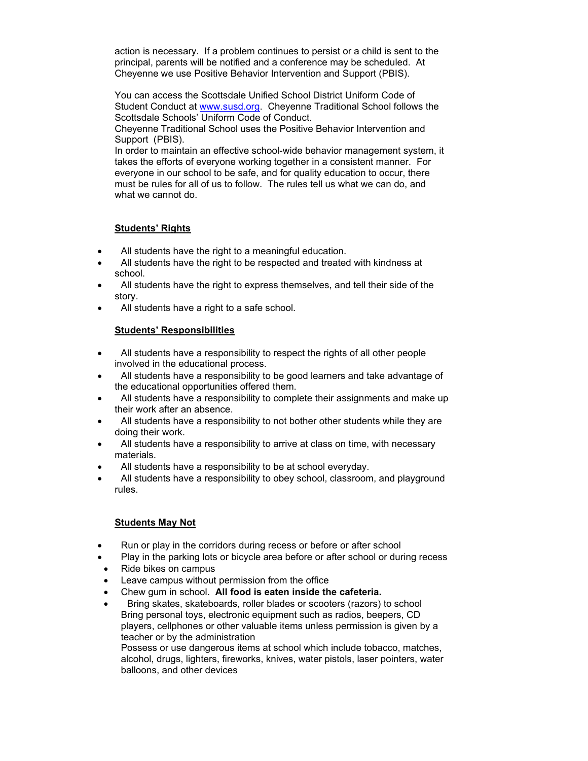action is necessary. If a problem continues to persist or a child is sent to the principal, parents will be notified and a conference may be scheduled. At Cheyenne we use Positive Behavior Intervention and Support (PBIS).

You can access the Scottsdale Unified School District Uniform Code of Student Conduct at [www.susd.org](http://www.susd.org). Cheyenne Traditional School follows the Scottsdale Schools' Uniform Code of Conduct.
Cheyenne Traditional School uses the Positive Behavior Intervention and Support (PBIS).
In order to maintain an effective school-wide behavior management system, it takes the efforts of everyone working together in a consistent manner. For everyone in our school to be safe, and for quality education to occur, there must be rules for all of us to follow. The rules tell us what we can do, and what we cannot do.

**<u>Students' Rights</u>**

- All students have the right to a meaningful education.
- All students have the right to be respected and treated with kindness at school.
- All students have the right to express themselves, and tell their side of the story.
- All students have a right to a safe school.

**<u>Students' Responsibilities</u>**

- All students have a responsibility to respect the rights of all other people involved in the educational process.
- All students have a responsibility to be good learners and take advantage of the educational opportunities offered them.
- All students have a responsibility to complete their assignments and make up their work after an absence.
- All students have a responsibility to not bother other students while they are doing their work.
- All students have a responsibility to arrive at class on time, with necessary materials.
- All students have a responsibility to be at school everyday.
- All students have a responsibility to obey school, classroom, and playground rules.

**<u>Students May Not</u>**

- Run or play in the corridors during recess or before or after school
- Play in the parking lots or bicycle area before or after school or during recess
- Ride bikes on campus
- Leave campus without permission from the office
- Chew gum in school. **All food is eaten inside the cafeteria.**
- Bring skates, skateboards, roller blades or scooters (razors) to school
  Bring personal toys, electronic equipment such as radios, beepers, CD players, cellphones or other valuable items unless permission is given by a teacher or by the administration
  Possess or use dangerous items at school which include tobacco, matches, alcohol, drugs, lighters, fireworks, knives, water pistols, laser pointers, water balloons, and other devices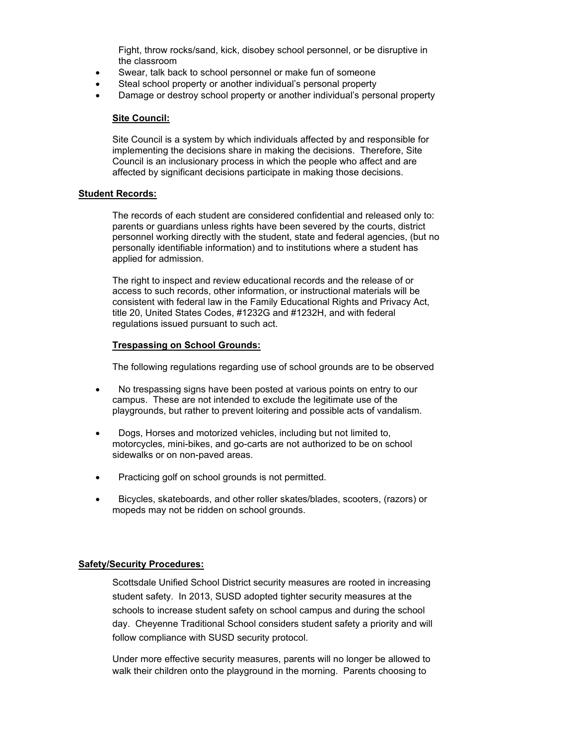Fight, throw rocks/sand, kick, disobey school personnel, or be disruptive in the classroom

- Swear, talk back to school personnel or make fun of someone
- Steal school property or another individual's personal property
- Damage or destroy school property or another individual's personal property

**Site Council:**

Site Council is a system by which individuals affected by and responsible for implementing the decisions share in making the decisions. Therefore, Site Council is an inclusionary process in which the people who affect and are affected by significant decisions participate in making those decisions.

**Student Records:**

The records of each student are considered confidential and released only to: parents or guardians unless rights have been severed by the courts, district personnel working directly with the student, state and federal agencies, (but no personally identifiable information) and to institutions where a student has applied for admission.

The right to inspect and review educational records and the release of or access to such records, other information, or instructional materials will be consistent with federal law in the Family Educational Rights and Privacy Act, title 20, United States Codes, #1232G and #1232H, and with federal regulations issued pursuant to such act.

**Trespassing on School Grounds:**

The following regulations regarding use of school grounds are to be observed

- No trespassing signs have been posted at various points on entry to our campus. These are not intended to exclude the legitimate use of the playgrounds, but rather to prevent loitering and possible acts of vandalism.
- Dogs, Horses and motorized vehicles, including but not limited to, motorcycles, mini-bikes, and go-carts are not authorized to be on school sidewalks or on non-paved areas.
- Practicing golf on school grounds is not permitted.
- Bicycles, skateboards, and other roller skates/blades, scooters, (razors) or mopeds may not be ridden on school grounds.

**Safety/Security Procedures:**

Scottsdale Unified School District security measures are rooted in increasing student safety. In 2013, SUSD adopted tighter security measures at the schools to increase student safety on school campus and during the school day. Cheyenne Traditional School considers student safety a priority and will follow compliance with SUSD security protocol.

Under more effective security measures, parents will no longer be allowed to walk their children onto the playground in the morning. Parents choosing to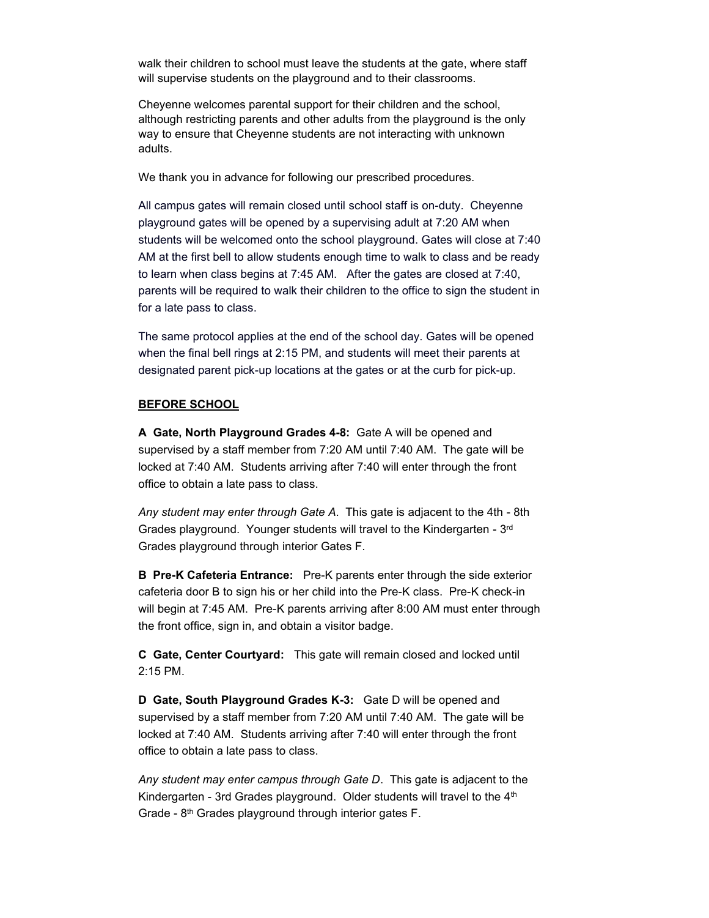walk their children to school must leave the students at the gate, where staff will supervise students on the playground and to their classrooms.

Cheyenne welcomes parental support for their children and the school, although restricting parents and other adults from the playground is the only way to ensure that Cheyenne students are not interacting with unknown adults.

We thank you in advance for following our prescribed procedures.

All campus gates will remain closed until school staff is on-duty. Cheyenne playground gates will be opened by a supervising adult at 7:20 AM when students will be welcomed onto the school playground. Gates will close at 7:40 AM at the first bell to allow students enough time to walk to class and be ready to learn when class begins at 7:45 AM. After the gates are closed at 7:40, parents will be required to walk their children to the office to sign the student in for a late pass to class.

The same protocol applies at the end of the school day. Gates will be opened when the final bell rings at 2:15 PM, and students will meet their parents at designated parent pick-up locations at the gates or at the curb for pick-up.

**BEFORE SCHOOL**

**A Gate, North Playground Grades 4-8:** Gate A will be opened and supervised by a staff member from 7:20 AM until 7:40 AM. The gate will be locked at 7:40 AM. Students arriving after 7:40 will enter through the front office to obtain a late pass to class.

*Any student may enter through Gate A*. This gate is adjacent to the 4th - 8th Grades playground. Younger students will travel to the Kindergarten - 3rd Grades playground through interior Gates F.

**B Pre-K Cafeteria Entrance:** Pre-K parents enter through the side exterior cafeteria door B to sign his or her child into the Pre-K class. Pre-K check-in will begin at 7:45 AM. Pre-K parents arriving after 8:00 AM must enter through the front office, sign in, and obtain a visitor badge.

**C Gate, Center Courtyard:** This gate will remain closed and locked until 2:15 PM.

**D Gate, South Playground Grades K-3:** Gate D will be opened and supervised by a staff member from 7:20 AM until 7:40 AM. The gate will be locked at 7:40 AM. Students arriving after 7:40 will enter through the front office to obtain a late pass to class.

*Any student may enter campus through Gate D*. This gate is adjacent to the Kindergarten - 3rd Grades playground. Older students will travel to the 4th Grade - 8th Grades playground through interior gates F.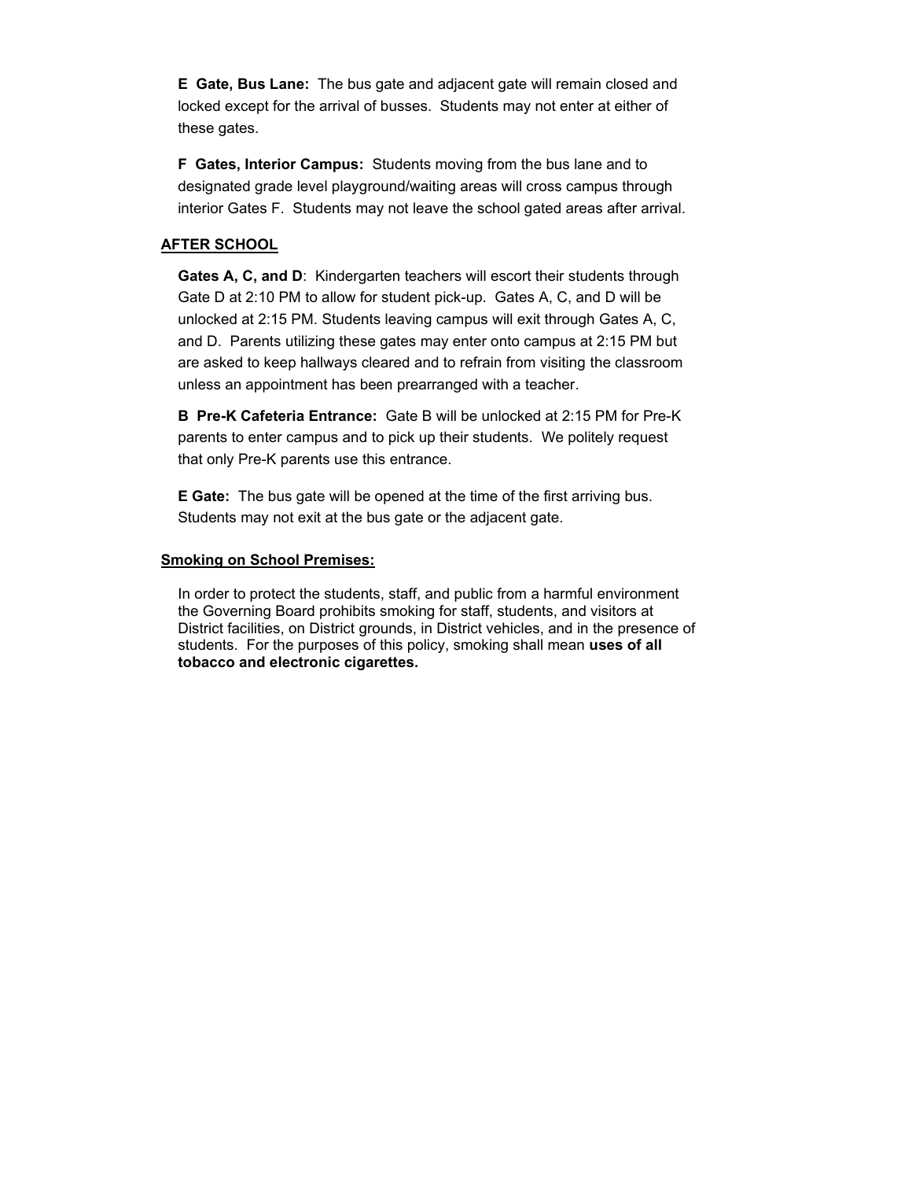**E Gate, Bus Lane:** The bus gate and adjacent gate will remain closed and locked except for the arrival of busses. Students may not enter at either of these gates.

**F Gates, Interior Campus:** Students moving from the bus lane and to designated grade level playground/waiting areas will cross campus through interior Gates F. Students may not leave the school gated areas after arrival.

**AFTER SCHOOL**

**Gates A, C, and D**: Kindergarten teachers will escort their students through Gate D at 2:10 PM to allow for student pick-up. Gates A, C, and D will be unlocked at 2:15 PM. Students leaving campus will exit through Gates A, C, and D. Parents utilizing these gates may enter onto campus at 2:15 PM but are asked to keep hallways cleared and to refrain from visiting the classroom unless an appointment has been prearranged with a teacher.

**B Pre-K Cafeteria Entrance:** Gate B will be unlocked at 2:15 PM for Pre-K parents to enter campus and to pick up their students. We politely request that only Pre-K parents use this entrance.

**E Gate:** The bus gate will be opened at the time of the first arriving bus. Students may not exit at the bus gate or the adjacent gate.

**Smoking on School Premises:**

In order to protect the students, staff, and public from a harmful environment the Governing Board prohibits smoking for staff, students, and visitors at District facilities, on District grounds, in District vehicles, and in the presence of students. For the purposes of this policy, smoking shall mean **uses of all tobacco and electronic cigarettes.**